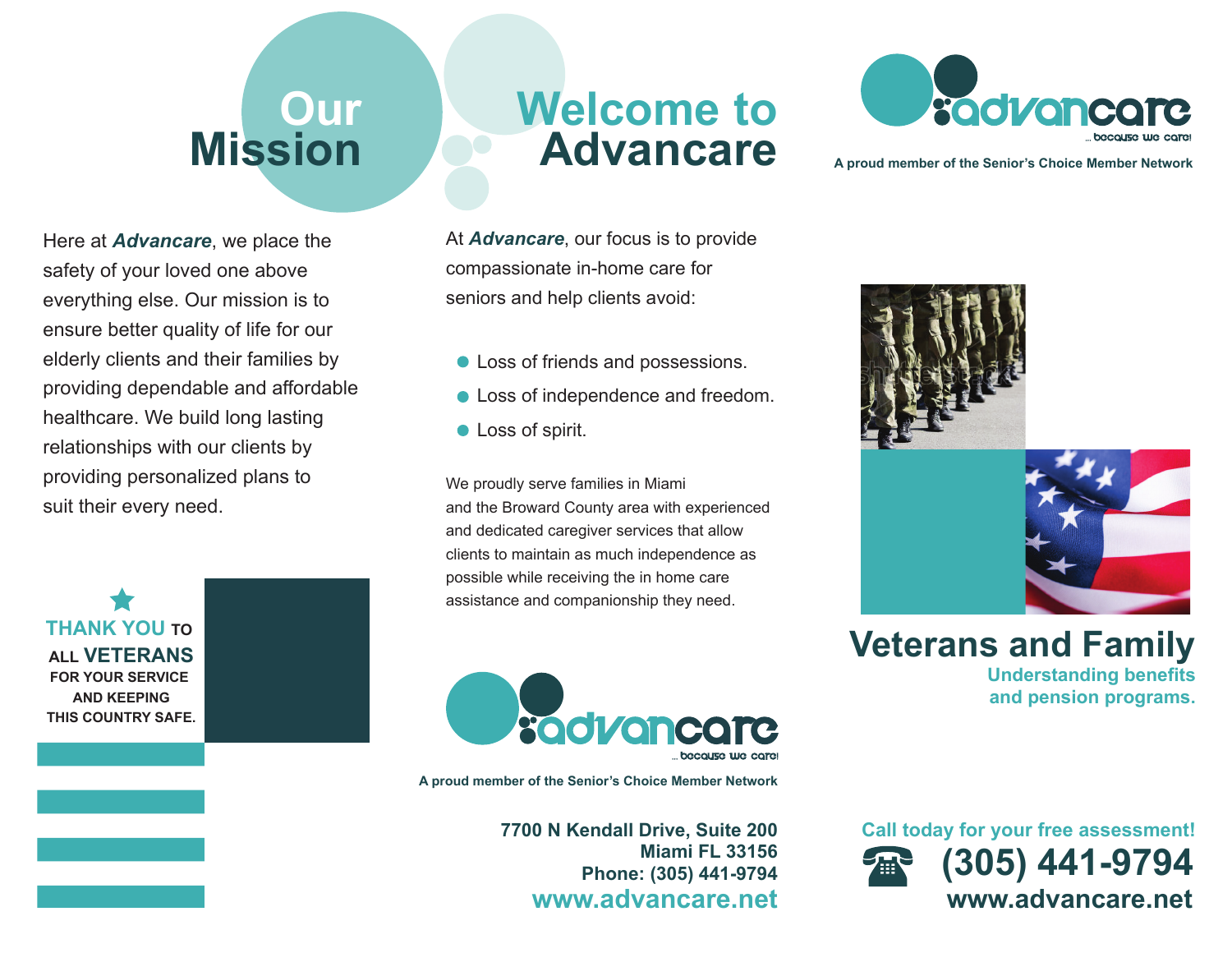# Our Mission

Here at ***Advancare***, we place the safety of your loved one above everything else. Our mission is to ensure better quality of life for our elderly clients and their families by providing dependable and affordable healthcare. We build long lasting relationships with our clients by providing personalized plans to suit their every need.

**THANK YOU TO ALL VETERANS FOR YOUR SERVICE AND KEEPING THIS COUNTRY SAFE.**

# Welcome to Advancare

At ***Advancare***, our focus is to provide compassionate in-home care for seniors and help clients avoid:

- Loss of friends and possessions.
- Loss of independence and freedom.
- Loss of spirit.

We proudly serve families in Miami and the Broward County area with experienced and dedicated caregiver services that allow clients to maintain as much independence as possible while receiving the in home care assistance and companionship they need.

advancare ... because we care!

**A proud member of the Senior's Choice Member Network**

**7700 N Kendall Drive, Suite 200**
**Miami FL 33156**
**Phone: (305) 441-9794**
**www.advancare.net**

advancare ... because we care!

**A proud member of the Senior's Choice Member Network**

# Veterans and Family

**Understanding benefits and pension programs.**

**Call today for your free assessment!**

**(305) 441-9794**

**www.advancare.net**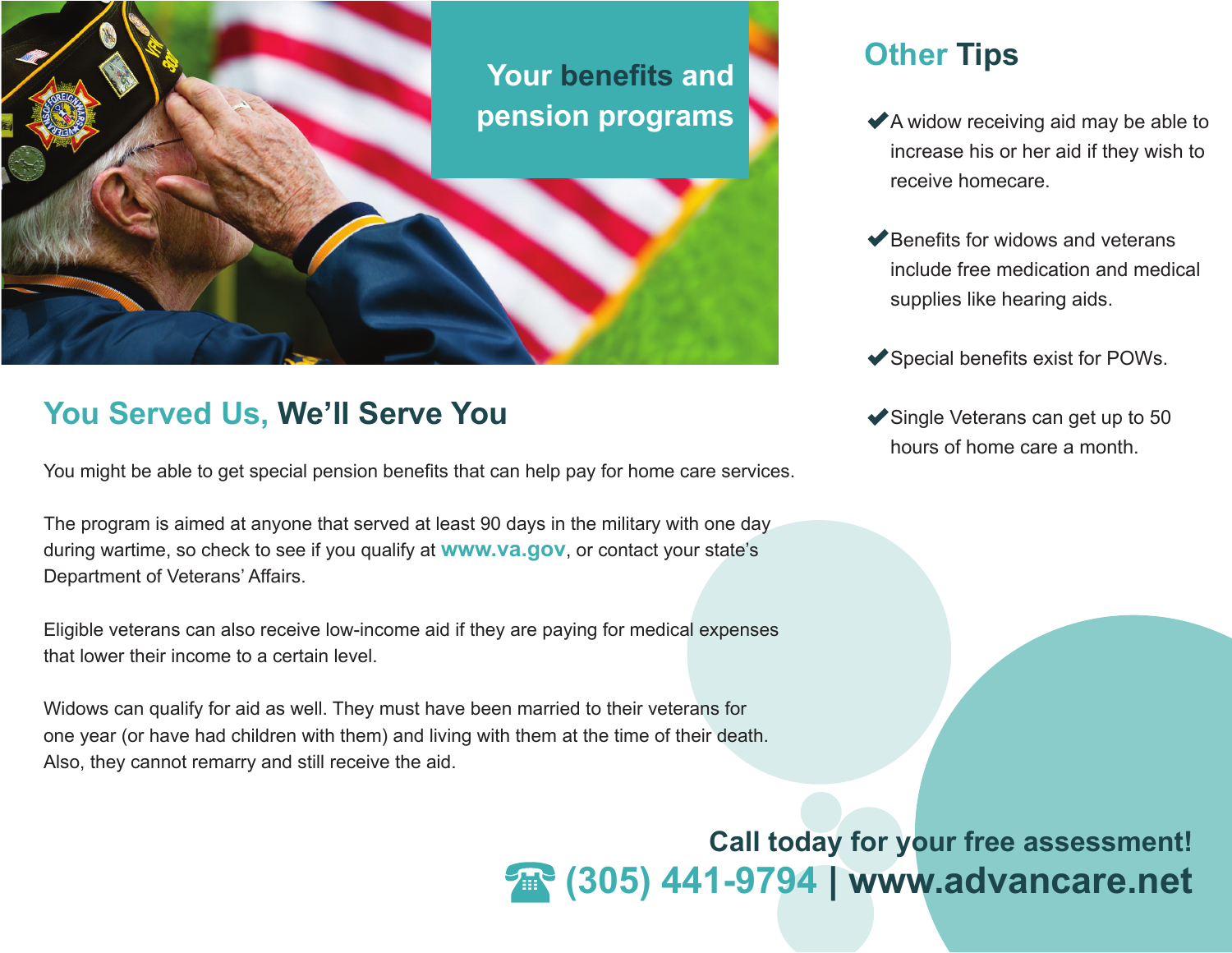# Your benefits and pension programs

## You Served Us, We'll Serve You

You might be able to get special pension benefits that can help pay for home care services.

The program is aimed at anyone that served at least 90 days in the military with one day during wartime, so check to see if you qualify at **www.va.gov**, or contact your state's Department of Veterans' Affairs.

Eligible veterans can also receive low-income aid if they are paying for medical expenses that lower their income to a certain level.

Widows can qualify for aid as well. They must have been married to their veterans for one year (or have had children with them) and living with them at the time of their death. Also, they cannot remarry and still receive the aid.

## Other Tips

- ✔ A widow receiving aid may be able to increase his or her aid if they wish to receive homecare.
- ✔ Benefits for widows and veterans include free medication and medical supplies like hearing aids.
- ✔ Special benefits exist for POWs.
- ✔ Single Veterans can get up to 50 hours of home care a month.

**Call today for your free assessment!**

**☎ (305) 441-9794 | www.advancare.net**